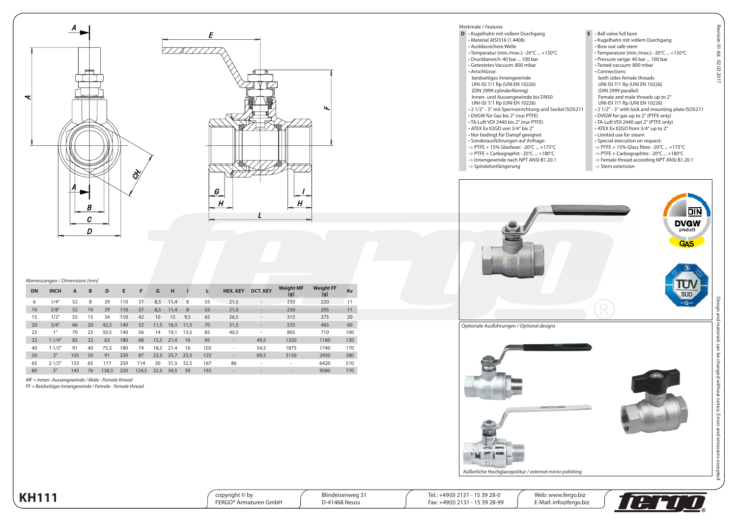# KH111

## Merkmale / *Features*

**D**
- Kugelhahn mit vollem Durchgang
- Material AISI316 (1.4408)
- Ausblassichere Welle
- Temperatur (min./max.): -20°C ... +150°C
- Druckbereich: 40 bar ... 100 bar
- Getestetes Vacuum: 800 mbar
- Anschlüsse:
  beidseitiges Innengewinde
  UNI-ISI 7/1 Rp (UNI EN 10226)
  (DIN 2999 zylinderförmig)
  Innen- und Aussengewinde bis DN50
  UNI-ISI 7/1 Rp (UNI EN 10226)
- 2 1/2" - 3" mit Sperrvorrichtung und Sockel ISO5211
- DVGW für Gas bis 2" (nur PTFE)
- TA-Luft VDI 2440 bis 2" (nur PTFE)
- ATEX Ex II2GD von 3/4" bis 2"
- Nur bedingt für Dampf geeignet
- Sonderausführungen auf Anfrage:
  -> PTFE + 15% Glasfaser: -20°C ... +175°C
  -> PTFE + Carbographit: -20°C ... +180°C
  -> Innengewinde nach NPT ANSI B1.20.1
  -> Spindelverlängerung

**E**
- Ball valve full bore
- Kugelhahn mit vollem Durchgang
- Bow out safe stem
- Temperature (min./max.): -20°C ... +150°C
- Pressure range: 40 bar ... 100 bar
- Tested vacuum: 800 mbar
- Connections:
  both sides female threads
  UNI-ISI 7/1 Rp (UNI EN 10226)
  (DIN 2999 parallel)
  Female and male threads up to 2"
  UNI-ISI 7/1 Rp (UNI EN 10226)
- 2 1/2" - 3" with lock and mounting plate ISO5211
- DVGW for gas up to 2" (PTFE only)
- TA-Luft VDI 2440 upt 2" (PTFE only)
- ATEX Ex II2GD from 3/4" up to 2"
- Limited use for steam
- Special execution on request:
  -> PTFE + 15% Glass fibre: -20°C ... +175°C
  -> PTFE + Carbographite: -20°C ... +180°C
  -> Female thread according NPT ANSI B1.20.1
  -> Stem extension

## Abmessungen / *Dimensions [mm]*

| DN | INCH | A | B | D | E | F | G | H | I | L | HEX. KEY | OCT. KEY | Weight MF [g] | Weight FF [g] | Kv |
|---|---|---|---|---|---|---|---|---|---|---|---|---|---|---|---|
| 6 | 1/4" | 52 | 8 | 29 | 110 | 37 | 8,5 | 11,4 | 8 | 55 | 21,5 | - | 230 | 220 | 11 |
| 10 | 3/8" | 52 | 10 | 29 | 110 | 37 | 8,5 | 11,4 | 8 | 55 | 21,5 | - | 230 | 205 | 11 |
| 15 | 1/2" | 55 | 15 | 34 | 110 | 42 | 10 | 15 | 9,5 | 65 | 26,5 | - | 315 | 275 | 20 |
| 20 | 3/4" | 66 | 20 | 42,5 | 140 | 52 | 11,5 | 16,3 | 11,5 | 70 | 31,5 | - | 535 | 465 | 60 |
| 25 | 1" | 70 | 25 | 50,5 | 140 | 56 | 14 | 19,1 | 13,5 | 85 | 40,5 | - | 805 | 710 | 100 |
| 32 | 1 1/4" | 85 | 32 | 63 | 180 | 68 | 15,5 | 21,4 | 16 | 95 | - | 49,5 | 1320 | 1180 | 130 |
| 40 | 1 1/2" | 91 | 40 | 75,5 | 180 | 74 | 18,5 | 21,4 | 16 | 105 | - | 54,5 | 1875 | 1740 | 170 |
| 50 | 2" | 105 | 50 | 91 | 230 | 87 | 22,5 | 25,7 | 23,5 | 125 | - | 69,5 | 3130 | 2930 | 280 |
| 65 | 2 1/2" | 133 | 65 | 117 | 250 | 114 | 30 | 31,5 | 32,5 | 167 | 86 | - | - | 6420 | 510 |
| 80 | 3" | 143 | 76 | 138,5 | 250 | 124,5 | 32,5 | 34,5 | 39 | 192 | - | - | - | 9580 | 770 |

*MF = Innen- Aussengewinde / Male - Female thread*
*FF = Beidseitiges Innengewinde / Female - Female thread*

Optionale Ausführungen / *Optional designs*

Äußerliche Hochglanzpolitur / *external mirror polishing*

Revision 01 dd. 02.02.2017

Design and materials can be changed without notice. Errors and omissions excepted

copyright © by FERGO® Armaturen GmbH | Blindeisenweg 31, D-41468 Neuss | Tel.: +49(0) 2131 - 15 39 28-0, Fax: +49(0) 2131 - 15 39 28-99 | Web: www.fergo.biz, E-Mail: info@fergo.biz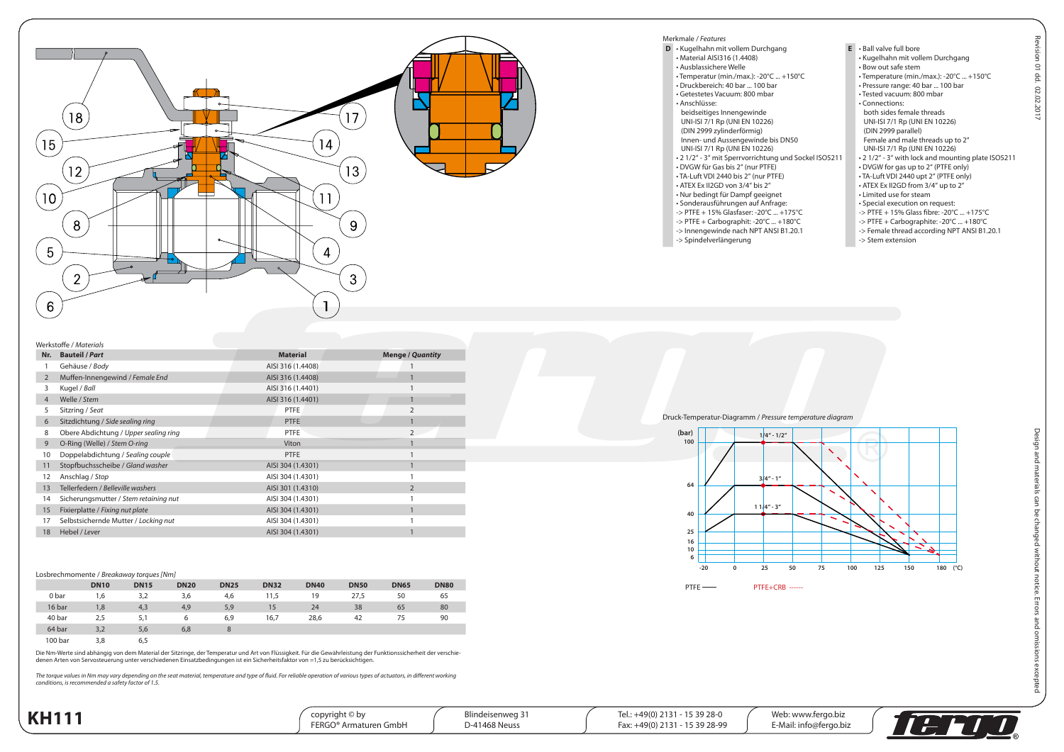Merkmale / *Features*

**D**

- Kugelhahn mit vollem Durchgang
- Material AISI316 (1.4408)
- Ausblassichere Welle
- Temperatur (min./max.): -20°C ... +150°C
- Druckbereich: 40 bar ... 100 bar
- Getestetes Vacuum: 800 mbar
- Anschlüsse:
  beidseitiges Innengewinde
  UNI-ISI 7/1 Rp (UNI EN 10226)
  (DIN 2999 zylinderförmig)
  Innen- und Aussengewinde bis DN50
  UNI-ISI 7/1 Rp (UNI EN 10226)
- 2 1/2" - 3" mit Sperrvorrichtung und Sockel ISO5211
- DVGW für Gas bis 2" (nur PTFE)
- TA-Luft VDI 2440 bis 2" (nur PTFE)
- ATEX Ex II2GD von 3/4" bis 2"
- Nur bedingt für Dampf geeignet
- Sonderausführungen auf Anfrage:
  -> PTFE + 15% Glasfaser: -20°C ... +175°C
  -> PTFE + Carbographit: -20°C ... +180°C
  -> Innengewinde nach NPT ANSI B1.20.1
  -> Spindelverlängerung

**E**

- Ball valve full bore
- Kugelhahn mit vollem Durchgang
- Bow out safe stem
- Temperature (min./max.): -20°C ... +150°C
- Pressure range: 40 bar ... 100 bar
- Tested vacuum: 800 mbar
- Connections:
  both sides female threads
  UNI-ISI 7/1 Rp (UNI EN 10226)
  (DIN 2999 parallel)
  Female and male threads up to 2"
  UNI-ISI 7/1 Rp (UNI EN 10226)
- 2 1/2" - 3" with lock and mounting plate ISO5211
- DVGW for gas up to 2" (PTFE only)
- TA-Luft VDI 2440 upt 2" (PTFE only)
- ATEX Ex II2GD from 3/4" up to 2"
- Limited use for steam
- Special execution on request:
  -> PTFE + 15% Glass fibre: -20°C ... +175°C
  -> PTFE + Carbographite: -20°C ... +180°C
  -> Female thread according NPT ANSI B1.20.1
  -> Stem extension

Werkstoffe / *Materials*

| Nr. | Bauteil / *Part* | Material | Menge / *Quantity* |
|---|---|---|---|
| 1 | Gehäuse / *Body* | AISI 316 (1.4408) | 1 |
| 2 | Muffen-Innengewind / *Female End* | AISI 316 (1.4408) | 1 |
| 3 | Kugel / *Ball* | AISI 316 (1.4401) | 1 |
| 4 | Welle / *Stem* | AISI 316 (1.4401) | 1 |
| 5 | Sitzring / *Seat* | PTFE | 2 |
| 6 | Sitzdichtung / *Side sealing ring* | PTFE | 1 |
| 8 | Obere Abdichtung / *Upper sealing ring* | PTFE | 2 |
| 9 | O-Ring (Welle) / *Stem O-ring* | Viton | 1 |
| 10 | Doppelabdichtung / *Sealing couple* | PTFE | 1 |
| 11 | Stopfbuchsscheibe / *Gland washer* | AISI 304 (1.4301) | 1 |
| 12 | Anschlag / *Stop* | AISI 304 (1.4301) | 1 |
| 13 | Tellerfedern / *Belleville washers* | AISI 301 (1.4310) | 2 |
| 14 | Sicherungsmutter / *Stem retaining nut* | AISI 304 (1.4301) | 1 |
| 15 | Fixierplatte / *Fixing nut plate* | AISI 304 (1.4301) | 1 |
| 17 | Selbstsichernde Mutter / *Locking nut* | AISI 304 (1.4301) | 1 |
| 18 | Hebel / *Lever* | AISI 304 (1.4301) | 1 |

Druck-Temperatur-Diagramm / *Pressure temperature diagram*

(bar) 100, 64, 40, 25, 16, 10, 6

-20, 0, 25, 50, 75, 100, 125, 150, 180 (°C)

1/4" - 1/2"
3/4" - 1"
1 1/4" - 3"

PTFE —— PTFE+CRB ------

Losbrechmomente / *Breakaway torques [Nm]*

| | DN10 | DN15 | DN20 | DN25 | DN32 | DN40 | DN50 | DN65 | DN80 |
|---|---|---|---|---|---|---|---|---|---|
| 0 bar | 1,6 | 3,2 | 3,6 | 4,6 | 11,5 | 19 | 27,5 | 50 | 65 |
| 16 bar | 1,8 | 4,3 | 4,9 | 5,9 | 15 | 24 | 38 | 65 | 80 |
| 40 bar | 2,5 | 5,1 | 6 | 6,9 | 16,7 | 28,6 | 42 | 75 | 90 |
| 64 bar | 3,2 | 5,6 | 6,8 | 8 | | | | | |
| 100 bar | 3,8 | 6,5 | | | | | | | |

Die Nm-Werte sind abhängig von dem Material der Sitzringe, der Temperatur und Art von Flüssigkeit. Für die Gewährleistung der Funktionssicherheit der verschiedenen Arten von Servosteuerung unter verschiedenen Einsatzbedingungen ist ein Sicherheitsfaktor von =1,5 zu berücksichtigen.

*The torque values in Nm may vary depending on the seat material, temperature and type of fluid. For reliable operation of various types of actuators, in different working conditions, is recommended a safety factor of 1.5.*

Revision 01 dd. 02.02.2017

Design and materials can be changed without notice. Errors and omissions excepted

**KH111**

copyright © by FERGO® Armaturen GmbH | Blindeisenweg 31 D-41468 Neuss | Tel.: +49(0) 2131 - 15 39 28-0 Fax: +49(0) 2131 - 15 39 28-99 | Web: www.fergo.biz E-Mail: info@fergo.biz